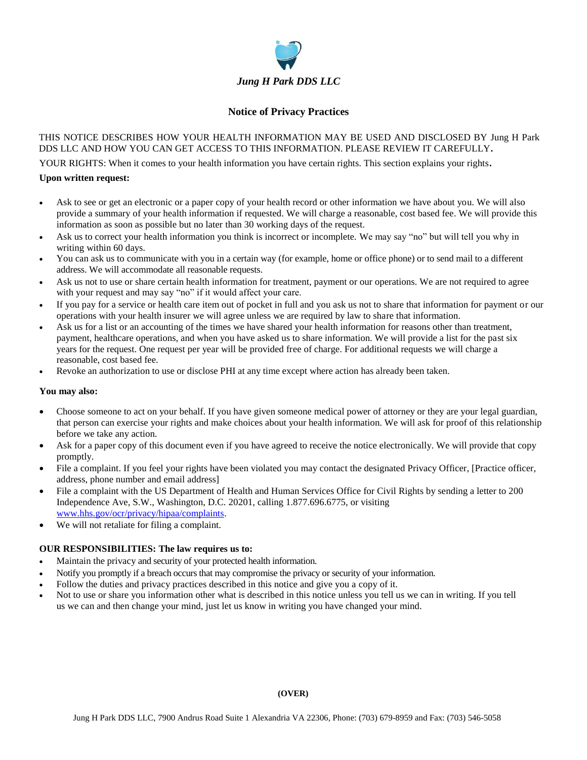*Jung H Park DDS LLC*

## Notice of Privacy Practices

THIS NOTICE DESCRIBES HOW YOUR HEALTH INFORMATION MAY BE USED AND DISCLOSED BY Jung H Park DDS LLC AND HOW YOU CAN GET ACCESS TO THIS INFORMATION. PLEASE REVIEW IT CAREFULLY.

YOUR RIGHTS: When it comes to your health information you have certain rights. This section explains your rights.

**Upon written request:**

- Ask to see or get an electronic or a paper copy of your health record or other information we have about you. We will also provide a summary of your health information if requested. We will charge a reasonable, cost based fee. We will provide this information as soon as possible but no later than 30 working days of the request.
- Ask us to correct your health information you think is incorrect or incomplete. We may say "no" but will tell you why in writing within 60 days.
- You can ask us to communicate with you in a certain way (for example, home or office phone) or to send mail to a different address. We will accommodate all reasonable requests.
- Ask us not to use or share certain health information for treatment, payment or our operations. We are not required to agree with your request and may say "no" if it would affect your care.
- If you pay for a service or health care item out of pocket in full and you ask us not to share that information for payment or our operations with your health insurer we will agree unless we are required by law to share that information.
- Ask us for a list or an accounting of the times we have shared your health information for reasons other than treatment, payment, healthcare operations, and when you have asked us to share information. We will provide a list for the past six years for the request. One request per year will be provided free of charge. For additional requests we will charge a reasonable, cost based fee.
- Revoke an authorization to use or disclose PHI at any time except where action has already been taken.

**You may also:**

- Choose someone to act on your behalf. If you have given someone medical power of attorney or they are your legal guardian, that person can exercise your rights and make choices about your health information. We will ask for proof of this relationship before we take any action.
- Ask for a paper copy of this document even if you have agreed to receive the notice electronically. We will provide that copy promptly.
- File a complaint. If you feel your rights have been violated you may contact the designated Privacy Officer, [Practice officer, address, phone number and email address]
- File a complaint with the US Department of Health and Human Services Office for Civil Rights by sending a letter to 200 Independence Ave, S.W., Washington, D.C. 20201, calling 1.877.696.6775, or visiting www.hhs.gov/ocr/privacy/hipaa/complaints.
- We will not retaliate for filing a complaint.

**OUR RESPONSIBILITIES: The law requires us to:**

- Maintain the privacy and security of your protected health information.
- Notify you promptly if a breach occurs that may compromise the privacy or security of your information.
- Follow the duties and privacy practices described in this notice and give you a copy of it.
- Not to use or share you information other what is described in this notice unless you tell us we can in writing. If you tell us we can and then change your mind, just let us know in writing you have changed your mind.

**(OVER)**

Jung H Park DDS LLC, 7900 Andrus Road Suite 1 Alexandria VA 22306, Phone: (703) 679-8959 and Fax: (703) 546-5058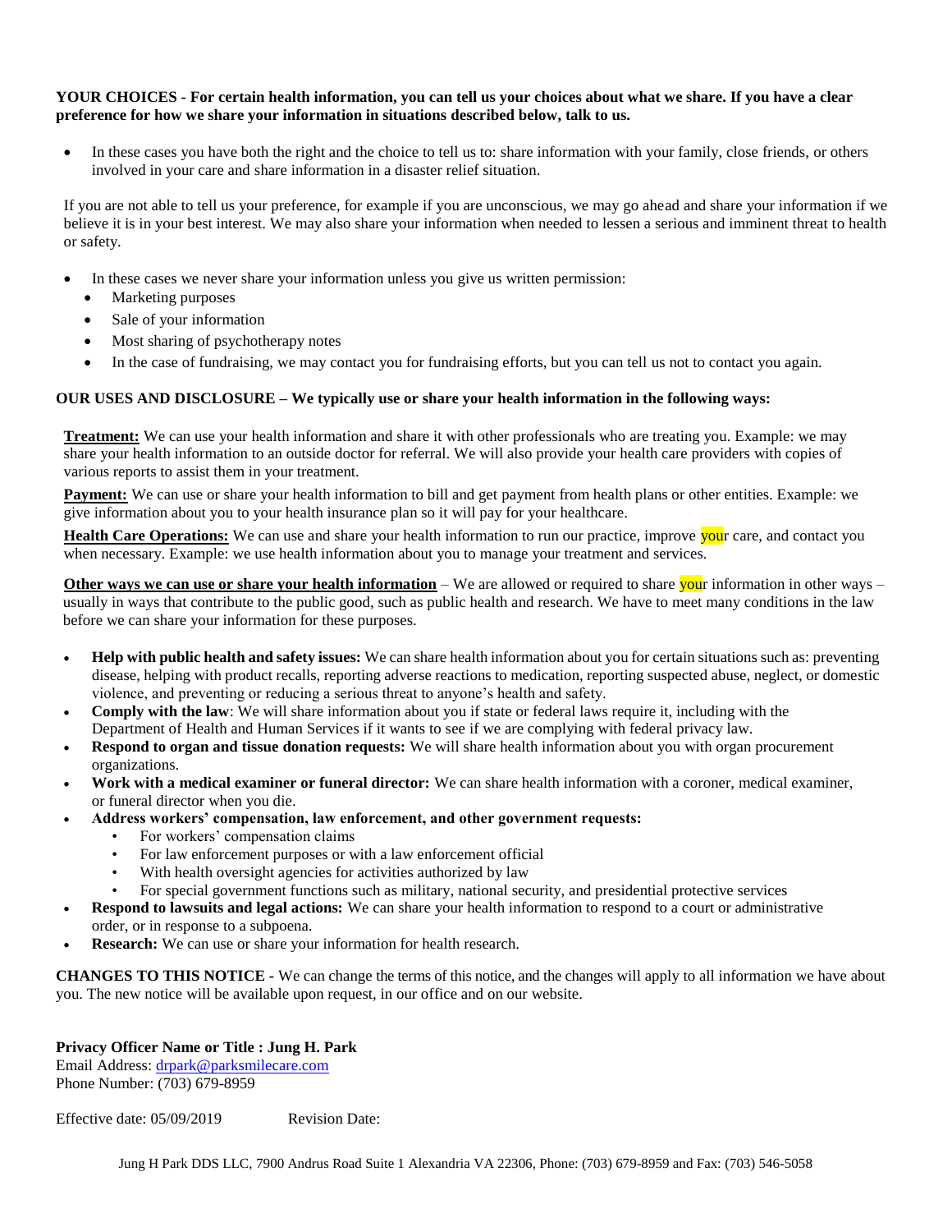**YOUR CHOICES - For certain health information, you can tell us your choices about what we share. If you have a clear preference for how we share your information in situations described below, talk to us.**

- In these cases you have both the right and the choice to tell us to: share information with your family, close friends, or others involved in your care and share information in a disaster relief situation.

If you are not able to tell us your preference, for example if you are unconscious, we may go ahead and share your information if we believe it is in your best interest. We may also share your information when needed to lessen a serious and imminent threat to health or safety.

- In these cases we never share your information unless you give us written permission:
  - Marketing purposes
  - Sale of your information
  - Most sharing of psychotherapy notes
  - In the case of fundraising, we may contact you for fundraising efforts, but you can tell us not to contact you again.

**OUR USES AND DISCLOSURE – We typically use or share your health information in the following ways:**

**Treatment:** We can use your health information and share it with other professionals who are treating you. Example: we may share your health information to an outside doctor for referral. We will also provide your health care providers with copies of various reports to assist them in your treatment.

**Payment:** We can use or share your health information to bill and get payment from health plans or other entities. Example: we give information about you to your health insurance plan so it will pay for your healthcare.

**Health Care Operations:** We can use and share your health information to run our practice, improve your care, and contact you when necessary. Example: we use health information about you to manage your treatment and services.

**Other ways we can use or share your health information** – We are allowed or required to share your information in other ways – usually in ways that contribute to the public good, such as public health and research. We have to meet many conditions in the law before we can share your information for these purposes.

- **Help with public health and safety issues:** We can share health information about you for certain situations such as: preventing disease, helping with product recalls, reporting adverse reactions to medication, reporting suspected abuse, neglect, or domestic violence, and preventing or reducing a serious threat to anyone's health and safety.
- **Comply with the law**: We will share information about you if state or federal laws require it, including with the Department of Health and Human Services if it wants to see if we are complying with federal privacy law.
- **Respond to organ and tissue donation requests:** We will share health information about you with organ procurement organizations.
- **Work with a medical examiner or funeral director:** We can share health information with a coroner, medical examiner, or funeral director when you die.
- **Address workers' compensation, law enforcement, and other government requests:**
  - For workers' compensation claims
  - For law enforcement purposes or with a law enforcement official
  - With health oversight agencies for activities authorized by law
  - For special government functions such as military, national security, and presidential protective services
- **Respond to lawsuits and legal actions:** We can share your health information to respond to a court or administrative order, or in response to a subpoena.
- **Research:** We can use or share your information for health research.

**CHANGES TO THIS NOTICE -** We can change the terms of this notice, and the changes will apply to all information we have about you. The new notice will be available upon request, in our office and on our website.

**Privacy Officer Name or Title : Jung H. Park**
Email Address: drpark@parksmilecare.com
Phone Number: (703) 679-8959

Effective date: 05/09/2019 Revision Date:

Jung H Park DDS LLC, 7900 Andrus Road Suite 1 Alexandria VA 22306, Phone: (703) 679-8959 and Fax: (703) 546-5058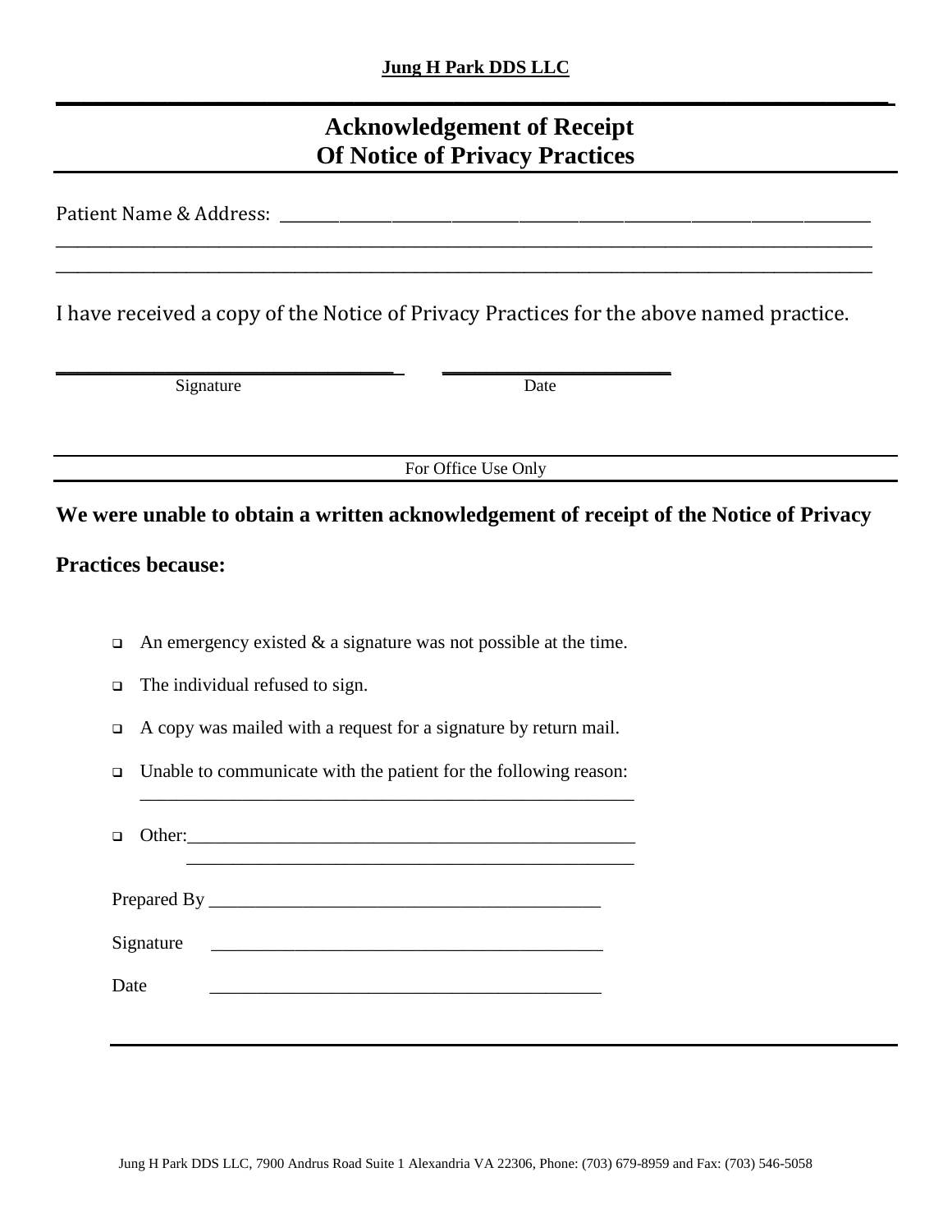**Jung H Park DDS LLC**

# Acknowledgement of Receipt Of Notice of Privacy Practices

Patient Name & Address: ____________________________________________________________
______________________________________________________________________________
______________________________________________________________________________

I have received a copy of the Notice of Privacy Practices for the above named practice.

________________________________    ______________________
Signature                                                  Date

For Office Use Only

**We were unable to obtain a written acknowledgement of receipt of the Notice of Privacy Practices because:**

- ☐ An emergency existed & a signature was not possible at the time.
- ☐ The individual refused to sign.
- ☐ A copy was mailed with a request for a signature by return mail.
- ☐ Unable to communicate with the patient for the following reason: ____________________________________________
- ☐ Other:____________________________________________
  ____________________________________________

Prepared By ____________________________________________

Signature ____________________________________________

Date ____________________________________________

Jung H Park DDS LLC, 7900 Andrus Road Suite 1 Alexandria VA 22306, Phone: (703) 679-8959 and Fax: (703) 546-5058